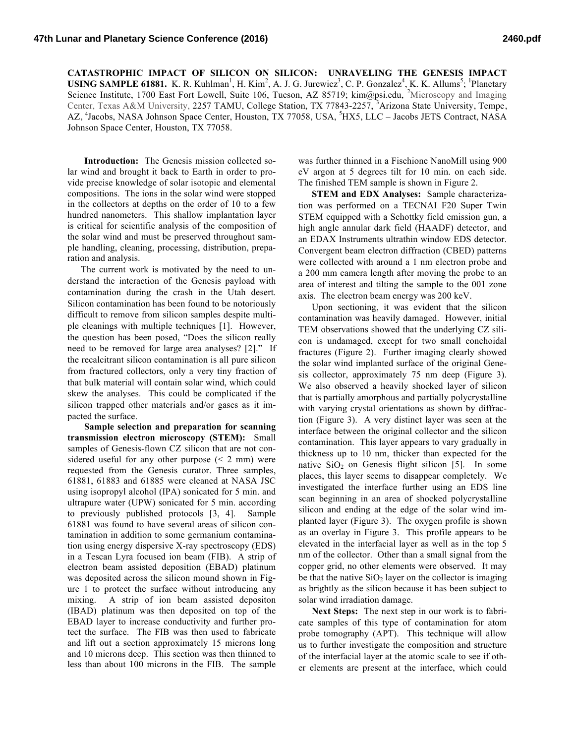# CATASTROPHIC IMPACT OF SILICON ON SILICON: UNRAVELING THE GENESIS IMPACT USING SAMPLE 61881.

K. R. Kuhlman[1], H. Kim[2], A. J. G. Jurewicz[3], C. P. Gonzalez[4], K. K. Allums[5]; [1]Planetary Science Institute, 1700 East Fort Lowell, Suite 106, Tucson, AZ 85719; kim@psi.edu, [2]Microscopy and Imaging Center, Texas A&M University, 2257 TAMU, College Station, TX 77843-2257, [3]Arizona State University, Tempe, AZ, [4]Jacobs, NASA Johnson Space Center, Houston, TX 77058, USA, [5]HX5, LLC – Jacobs JETS Contract, NASA Johnson Space Center, Houston, TX 77058.

**Introduction:** The Genesis mission collected solar wind and brought it back to Earth in order to provide precise knowledge of solar isotopic and elemental compositions. The ions in the solar wind were stopped in the collectors at depths on the order of 10 to a few hundred nanometers. This shallow implantation layer is critical for scientific analysis of the composition of the solar wind and must be preserved throughout sample handling, cleaning, processing, distribution, preparation and analysis.

The current work is motivated by the need to understand the interaction of the Genesis payload with contamination during the crash in the Utah desert. Silicon contamination has been found to be notoriously difficult to remove from silicon samples despite multiple cleanings with multiple techniques [1]. However, the question has been posed, "Does the silicon really need to be removed for large area analyses? [2]." If the recalcitrant silicon contamination is all pure silicon from fractured collectors, only a very tiny fraction of that bulk material will contain solar wind, which could skew the analyses. This could be complicated if the silicon trapped other materials and/or gases as it impacted the surface.

**Sample selection and preparation for scanning transmission electron microscopy (STEM):** Small samples of Genesis-flown CZ silicon that are not considered useful for any other purpose (< 2 mm) were requested from the Genesis curator. Three samples, 61881, 61883 and 61885 were cleaned at NASA JSC using isopropyl alcohol (IPA) sonicated for 5 min. and ultrapure water (UPW) sonicated for 5 min. according to previously published protocols [3, 4]. Sample 61881 was found to have several areas of silicon contamination in addition to some germanium contamination using energy dispersive X-ray spectroscopy (EDS) in a Tescan Lyra focused ion beam (FIB). A strip of electron beam assisted deposition (EBAD) platinum was deposited across the silicon mound shown in Figure 1 to protect the surface without introducing any mixing. A strip of ion beam assisted depositon (IBAD) platinum was then deposited on top of the EBAD layer to increase conductivity and further protect the surface. The FIB was then used to fabricate and lift out a section approximately 15 microns long and 10 microns deep. This section was then thinned to less than about 100 microns in the FIB. The sample was further thinned in a Fischione NanoMill using 900 eV argon at 5 degrees tilt for 10 min. on each side. The finished TEM sample is shown in Figure 2.

**STEM and EDX Analyses:** Sample characterization was performed on a TECNAI F20 Super Twin STEM equipped with a Schottky field emission gun, a high angle annular dark field (HAADF) detector, and an EDAX Instruments ultrathin window EDS detector. Convergent beam electron diffraction (CBED) patterns were collected with around a 1 nm electron probe and a 200 mm camera length after moving the probe to an area of interest and tilting the sample to the 001 zone axis. The electron beam energy was 200 keV.

Upon sectioning, it was evident that the silicon contamination was heavily damaged. However, initial TEM observations showed that the underlying CZ silicon is undamaged, except for two small conchoidal fractures (Figure 2). Further imaging clearly showed the solar wind implanted surface of the original Genesis collector, approximately 75 nm deep (Figure 3). We also observed a heavily shocked layer of silicon that is partially amorphous and partially polycrystalline with varying crystal orientations as shown by diffraction (Figure 3). A very distinct layer was seen at the interface between the original collector and the silicon contamination. This layer appears to vary gradually in thickness up to 10 nm, thicker than expected for the native $SiO_2$ on Genesis flight silicon [5]. In some places, this layer seems to disappear completely. We investigated the interface further using an EDS line scan beginning in an area of shocked polycrystalline silicon and ending at the edge of the solar wind implanted layer (Figure 3). The oxygen profile is shown as an overlay in Figure 3. This profile appears to be elevated in the interfacial layer as well as in the top 5 nm of the collector. Other than a small signal from the copper grid, no other elements were observed. It may be that the native $SiO_2$ layer on the collector is imaging as brightly as the silicon because it has been subject to solar wind irradiation damage.

**Next Steps:** The next step in our work is to fabricate samples of this type of contamination for atom probe tomography (APT). This technique will allow us to further investigate the composition and structure of the interfacial layer at the atomic scale to see if other elements are present at the interface, which could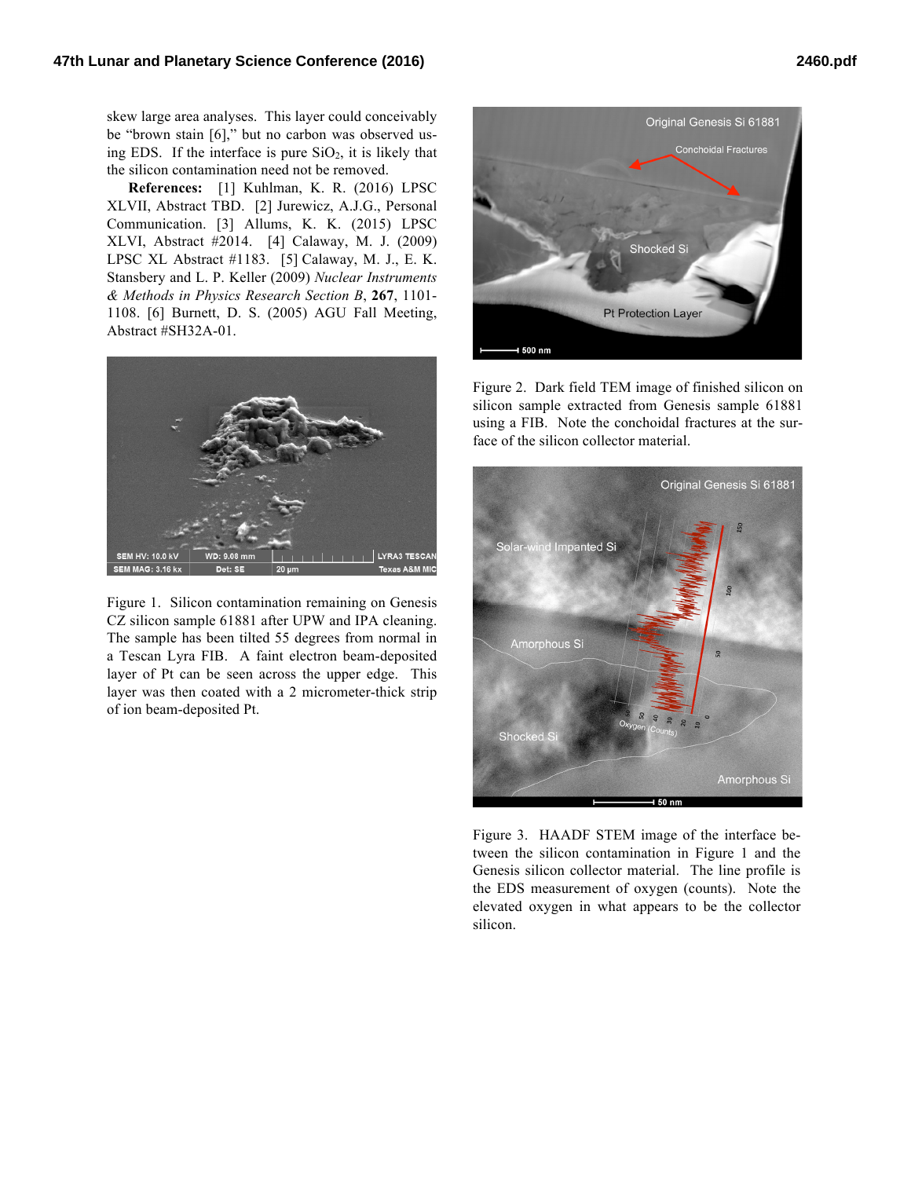skew large area analyses. This layer could conceivably be "brown stain [6]," but no carbon was observed using EDS. If the interface is pure $SiO_2$, it is likely that the silicon contamination need not be removed.

**References:** [1] Kuhlman, K. R. (2016) LPSC XLVII, Abstract TBD. [2] Jurewicz, A.J.G., Personal Communication. [3] Allums, K. K. (2015) LPSC XLVI, Abstract #2014. [4] Calaway, M. J. (2009) LPSC XL Abstract #1183. [5] Calaway, M. J., E. K. Stansbery and L. P. Keller (2009) *Nuclear Instruments & Methods in Physics Research Section B*, **267**, 1101-1108. [6] Burnett, D. S. (2005) AGU Fall Meeting, Abstract #SH32A-01.

Figure 1. Silicon contamination remaining on Genesis CZ silicon sample 61881 after UPW and IPA cleaning. The sample has been tilted 55 degrees from normal in a Tescan Lyra FIB. A faint electron beam-deposited layer of Pt can be seen across the upper edge. This layer was then coated with a 2 micrometer-thick strip of ion beam-deposited Pt.

Figure 2. Dark field TEM image of finished silicon on silicon sample extracted from Genesis sample 61881 using a FIB. Note the conchoidal fractures at the surface of the silicon collector material.

Figure 3. HAADF STEM image of the interface between the silicon contamination in Figure 1 and the Genesis silicon collector material. The line profile is the EDS measurement of oxygen (counts). Note the elevated oxygen in what appears to be the collector silicon.